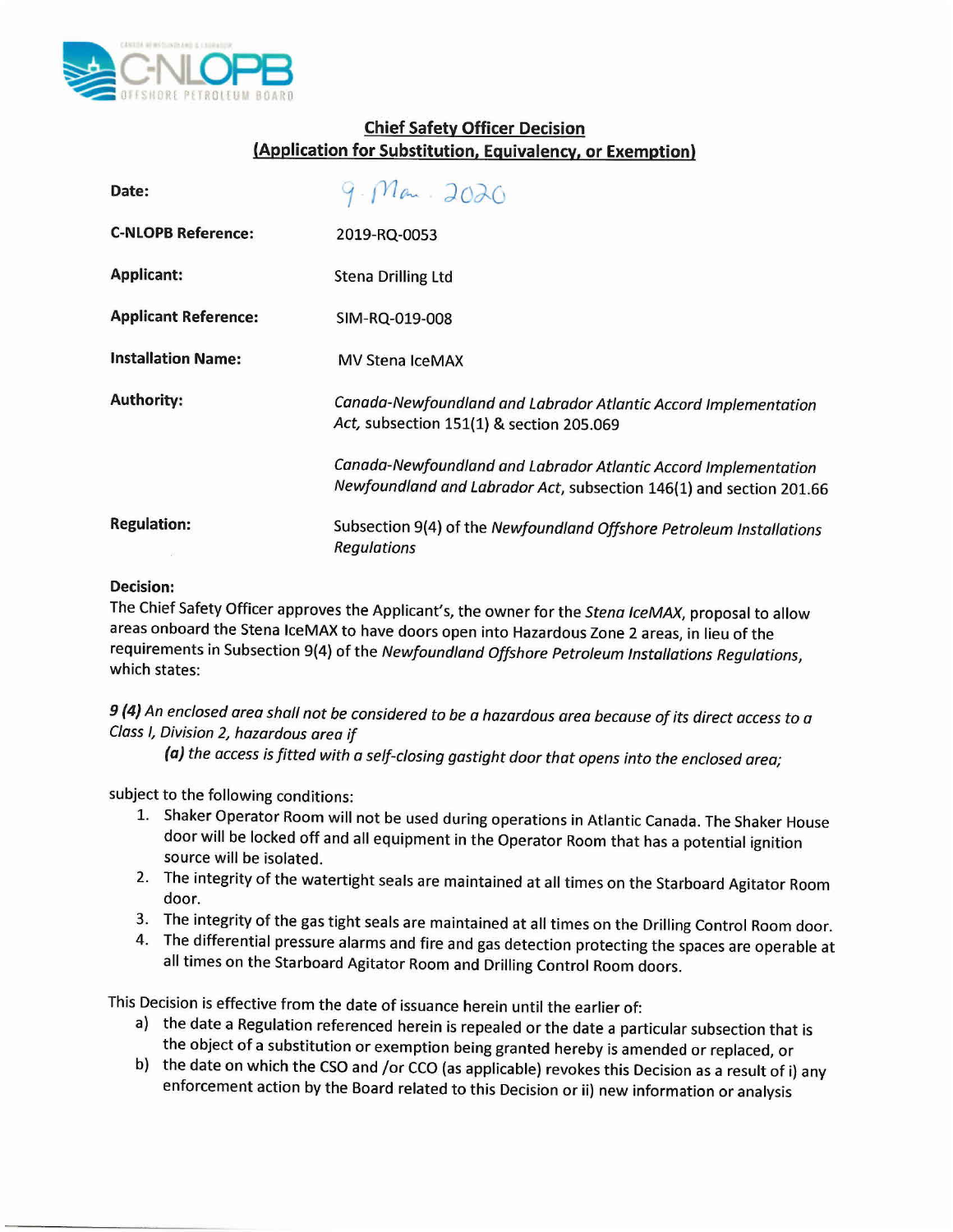C-NLOPB
CANADA-NEWFOUNDLAND & LABRADOR OFFSHORE PETROLEUM BOARD

## Chief Safety Officer Decision
## (Application for Substitution, Equivalency, or Exemption)

| | |
|---|---|
| **Date:** | 9 Mar. 2020 |
| **C-NLOPB Reference:** | 2019-RQ-0053 |
| **Applicant:** | Stena Drilling Ltd |
| **Applicant Reference:** | SIM-RQ-019-008 |
| **Installation Name:** | MV Stena IceMAX |
| **Authority:** | *Canada-Newfoundland and Labrador Atlantic Accord Implementation Act,* subsection 151(1) & section 205.069<br><br>*Canada-Newfoundland and Labrador Atlantic Accord Implementation Newfoundland and Labrador Act*, subsection 146(1) and section 201.66 |
| **Regulation:** | Subsection 9(4) of the *Newfoundland Offshore Petroleum Installations Regulations* |

**Decision:**

The Chief Safety Officer approves the Applicant's, the owner for the *Stena IceMAX*, proposal to allow areas onboard the Stena IceMAX to have doors open into Hazardous Zone 2 areas, in lieu of the requirements in Subsection 9(4) of the *Newfoundland Offshore Petroleum Installations Regulations*, which states:

*9 (4) An enclosed area shall not be considered to be a hazardous area because of its direct access to a Class I, Division 2, hazardous area if*

> *(a) the access is fitted with a self-closing gastight door that opens into the enclosed area;*

subject to the following conditions:

1. Shaker Operator Room will not be used during operations in Atlantic Canada. The Shaker House door will be locked off and all equipment in the Operator Room that has a potential ignition source will be isolated.
2. The integrity of the watertight seals are maintained at all times on the Starboard Agitator Room door.
3. The integrity of the gas tight seals are maintained at all times on the Drilling Control Room door.
4. The differential pressure alarms and fire and gas detection protecting the spaces are operable at all times on the Starboard Agitator Room and Drilling Control Room doors.

This Decision is effective from the date of issuance herein until the earlier of:

a) the date a Regulation referenced herein is repealed or the date a particular subsection that is the object of a substitution or exemption being granted hereby is amended or replaced, or
b) the date on which the CSO and /or CCO (as applicable) revokes this Decision as a result of i) any enforcement action by the Board related to this Decision or ii) new information or analysis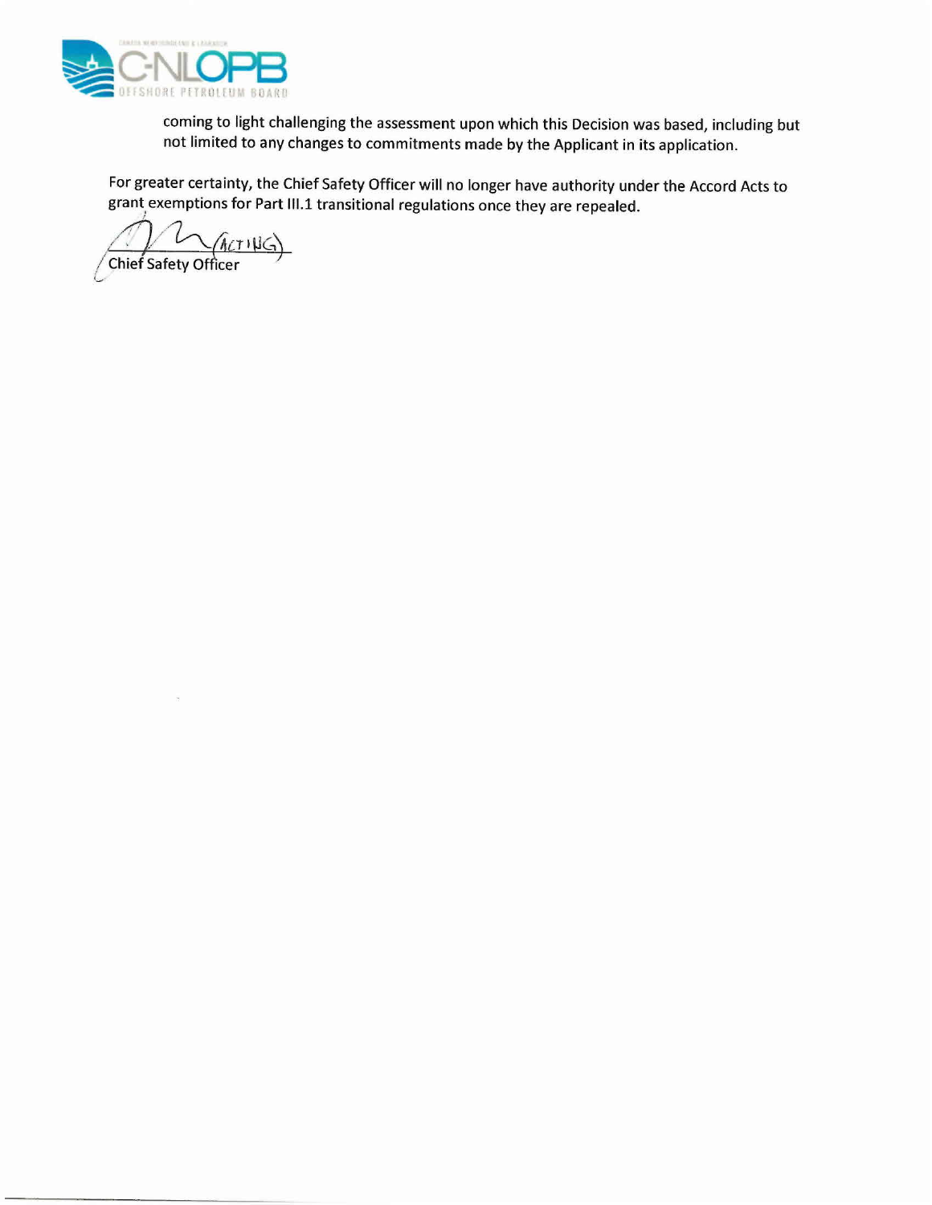coming to light challenging the assessment upon which this Decision was based, including but not limited to any changes to commitments made by the Applicant in its application.

For greater certainty, the Chief Safety Officer will no longer have authority under the Accord Acts to grant exemptions for Part III.1 transitional regulations once they are repealed.

(ACTING)
Chief Safety Officer